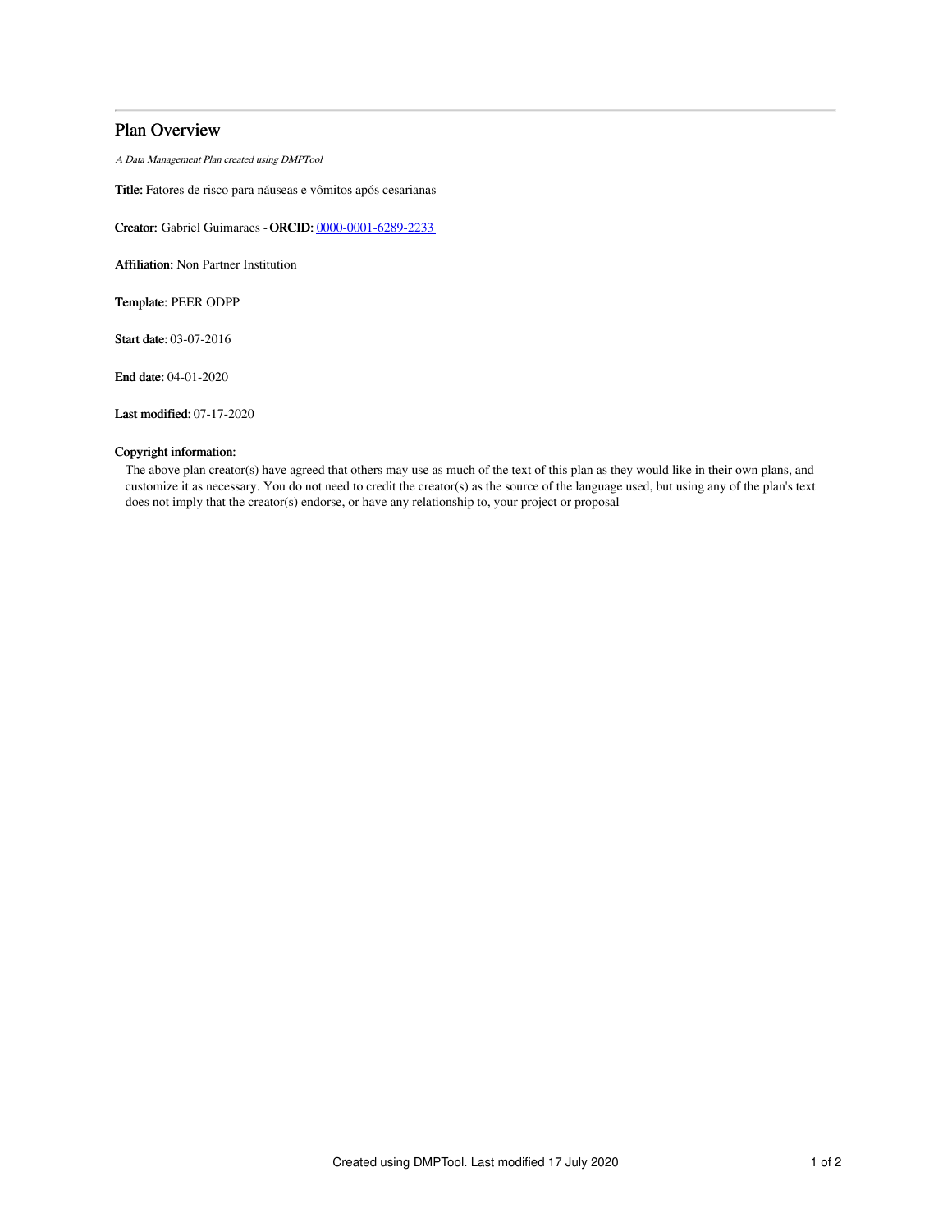# Plan Overview

*A Data Management Plan created using DMPTool*

**Title:** Fatores de risco para náuseas e vômitos após cesarianas

**Creator:** Gabriel Guimaraes - **ORCID:** 0000-0001-6289-2233

**Affiliation:** Non Partner Institution

**Template:** PEER ODPP

**Start date:** 03-07-2016

**End date:** 04-01-2020

**Last modified:** 07-17-2020

**Copyright information:**

The above plan creator(s) have agreed that others may use as much of the text of this plan as they would like in their own plans, and customize it as necessary. You do not need to credit the creator(s) as the source of the language used, but using any of the plan's text does not imply that the creator(s) endorse, or have any relationship to, your project or proposal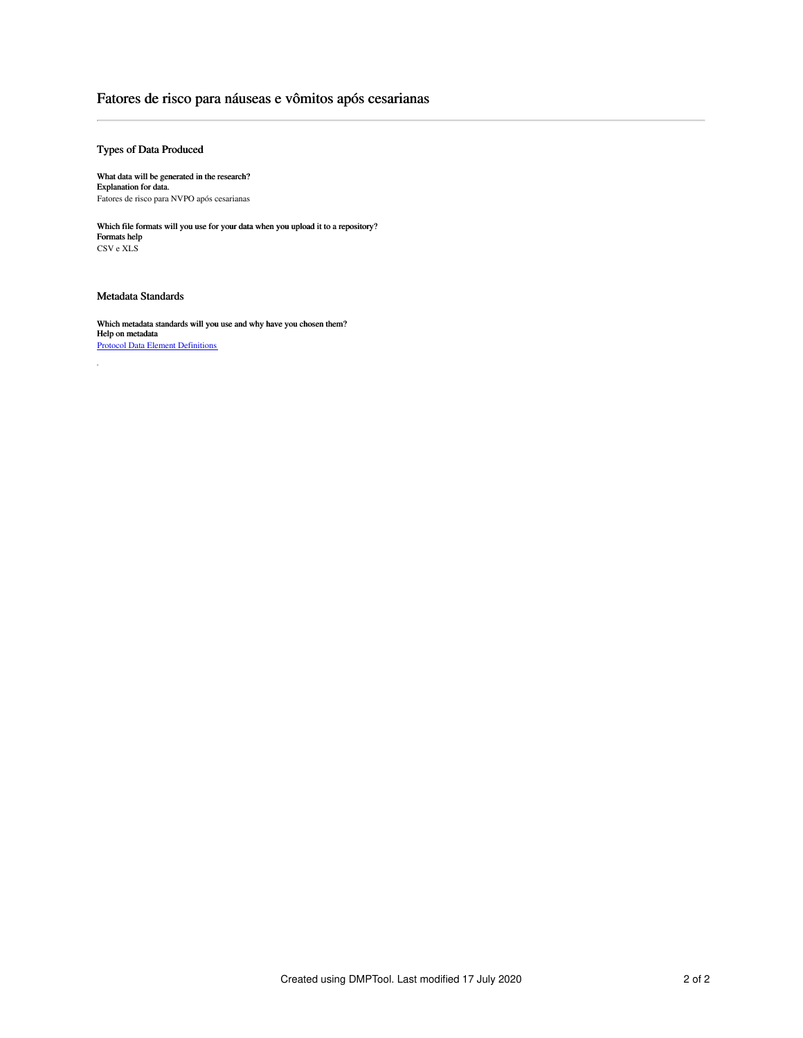# Fatores de risco para náuseas e vômitos após cesarianas

## Types of Data Produced

**What data will be generated in the research?**
**Explanation for data.**
Fatores de risco para NVPO após cesarianas

**Which file formats will you use for your data when you upload it to a repository?**
**Formats help**
CSV e XLS

## Metadata Standards

**Which metadata standards will you use and why have you chosen them?**
**Help on metadata**
Protocol Data Element Definitions